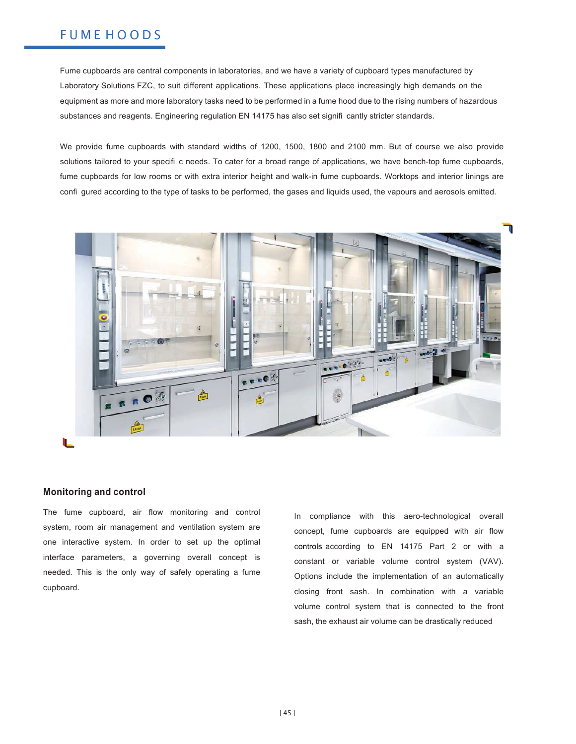# FUME HOODS

Fume cupboards are central components in laboratories, and we have a variety of cupboard types manufactured by Laboratory Solutions FZC, to suit different applications. These applications place increasingly high demands on the equipment as more and more laboratory tasks need to be performed in a fume hood due to the rising numbers of hazardous substances and reagents. Engineering regulation EN 14175 has also set significantly stricter standards.

We provide fume cupboards with standard widths of 1200, 1500, 1800 and 2100 mm. But of course we also provide solutions tailored to your specific needs. To cater for a broad range of applications, we have bench-top fume cupboards, fume cupboards for low rooms or with extra interior height and walk-in fume cupboards. Worktops and interior linings are configured according to the type of tasks to be performed, the gases and liquids used, the vapours and aerosols emitted.

## Monitoring and control

The fume cupboard, air flow monitoring and control system, room air management and ventilation system are one interactive system. In order to set up the optimal interface parameters, a governing overall concept is needed. This is the only way of safely operating a fume cupboard.

In compliance with this aero-technological overall concept, fume cupboards are equipped with air flow controls according to EN 14175 Part 2 or with a constant or variable volume control system (VAV). Options include the implementation of an automatically closing front sash. In combination with a variable volume control system that is connected to the front sash, the exhaust air volume can be drastically reduced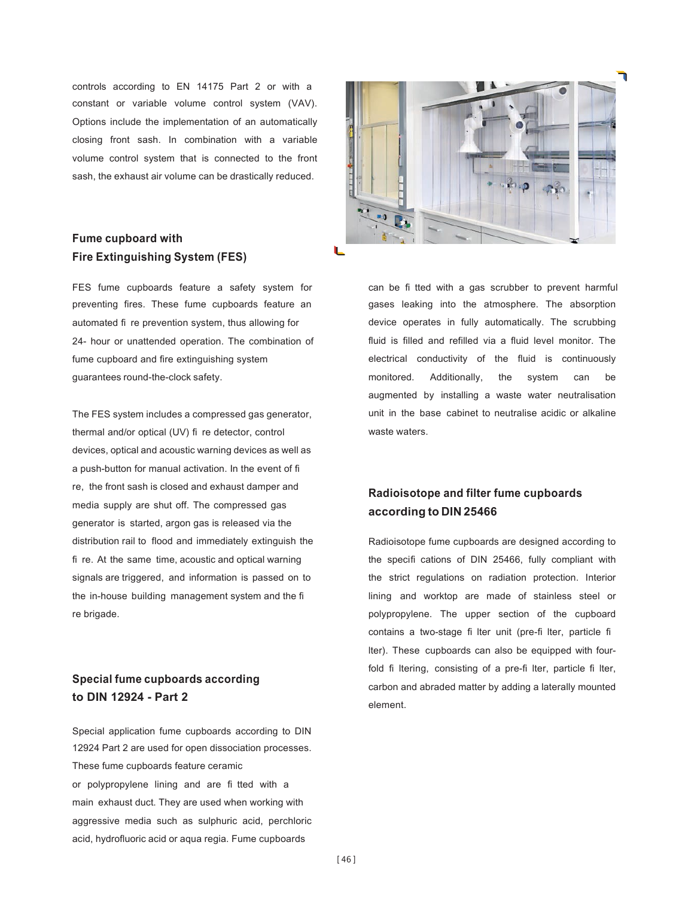controls according to EN 14175 Part 2 or with a constant or variable volume control system (VAV). Options include the implementation of an automatically closing front sash. In combination with a variable volume control system that is connected to the front sash, the exhaust air volume can be drastically reduced.

## Fume cupboard with Fire Extinguishing System (FES)

FES fume cupboards feature a safety system for preventing fires. These fume cupboards feature an automated fi re prevention system, thus allowing for 24- hour or unattended operation. The combination of fume cupboard and fire extinguishing system guarantees round-the-clock safety.

The FES system includes a compressed gas generator, thermal and/or optical (UV) fi re detector, control devices, optical and acoustic warning devices as well as a push-button for manual activation. In the event of fi re, the front sash is closed and exhaust damper and media supply are shut off. The compressed gas generator is started, argon gas is released via the distribution rail to flood and immediately extinguish the fi re. At the same time, acoustic and optical warning signals are triggered, and information is passed on to the in-house building management system and the fi re brigade.

## Special fume cupboards according to DIN 12924 - Part 2

Special application fume cupboards according to DIN 12924 Part 2 are used for open dissociation processes. These fume cupboards feature ceramic or polypropylene lining and are fi tted with a main exhaust duct. They are used when working with aggressive media such as sulphuric acid, perchloric acid, hydrofluoric acid or aqua regia. Fume cupboards can be fi tted with a gas scrubber to prevent harmful gases leaking into the atmosphere. The absorption device operates in fully automatically. The scrubbing fluid is filled and refilled via a fluid level monitor. The electrical conductivity of the fluid is continuously monitored. Additionally, the system can be augmented by installing a waste water neutralisation unit in the base cabinet to neutralise acidic or alkaline waste waters.

## Radioisotope and filter fume cupboards according to DIN 25466

Radioisotope fume cupboards are designed according to the specifi cations of DIN 25466, fully compliant with the strict regulations on radiation protection. Interior lining and worktop are made of stainless steel or polypropylene. The upper section of the cupboard contains a two-stage fi lter unit (pre-fi lter, particle fi lter). These cupboards can also be equipped with four-fold fi ltering, consisting of a pre-fi lter, particle fi lter, carbon and abraded matter by adding a laterally mounted element.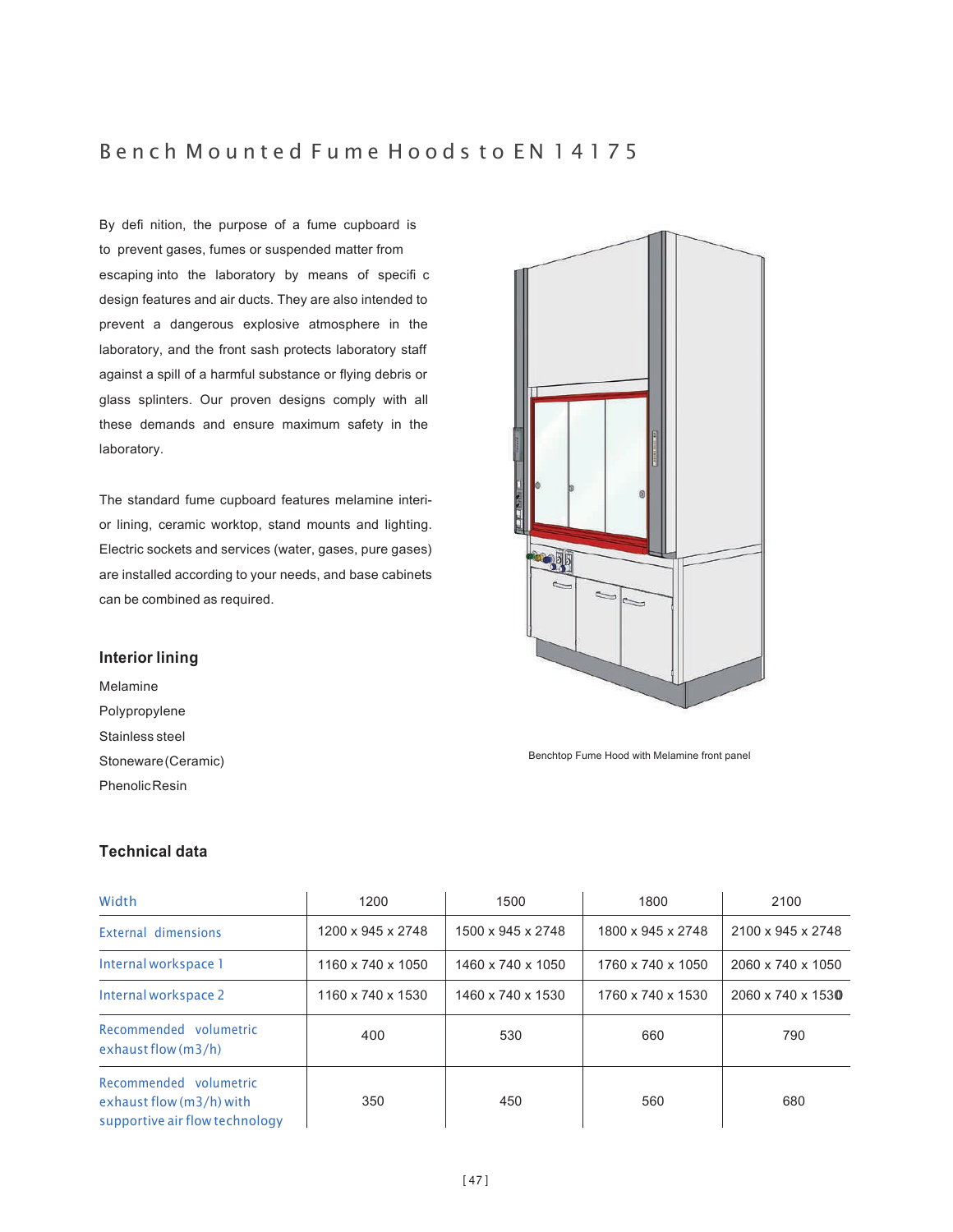# Bench Mounted Fume Hoods to EN 14175

By definition, the purpose of a fume cupboard is to prevent gases, fumes or suspended matter from escaping into the laboratory by means of specific design features and air ducts. They are also intended to prevent a dangerous explosive atmosphere in the laboratory, and the front sash protects laboratory staff against a spill of a harmful substance or flying debris or glass splinters. Our proven designs comply with all these demands and ensure maximum safety in the laboratory.

The standard fume cupboard features melamine interior lining, ceramic worktop, stand mounts and lighting. Electric sockets and services (water, gases, pure gases) are installed according to your needs, and base cabinets can be combined as required.

Benchtop Fume Hood with Melamine front panel

## Interior lining

Melamine
Polypropylene
Stainless steel
Stoneware (Ceramic)
Phenolic Resin

## Technical data

| Width | 1200 | 1500 | 1800 | 2100 |
|---|---|---|---|---|
| External dimensions | 1200 x 945 x 2748 | 1500 x 945 x 2748 | 1800 x 945 x 2748 | 2100 x 945 x 2748 |
| Internal workspace 1 | 1160 x 740 x 1050 | 1460 x 740 x 1050 | 1760 x 740 x 1050 | 2060 x 740 x 1050 |
| Internal workspace 2 | 1160 x 740 x 1530 | 1460 x 740 x 1530 | 1760 x 740 x 1530 | 2060 x 740 x 1530 |
| Recommended volumetric exhaust flow (m3/h) | 400 | 530 | 660 | 790 |
| Recommended volumetric exhaust flow (m3/h) with supportive air flow technology | 350 | 450 | 560 | 680 |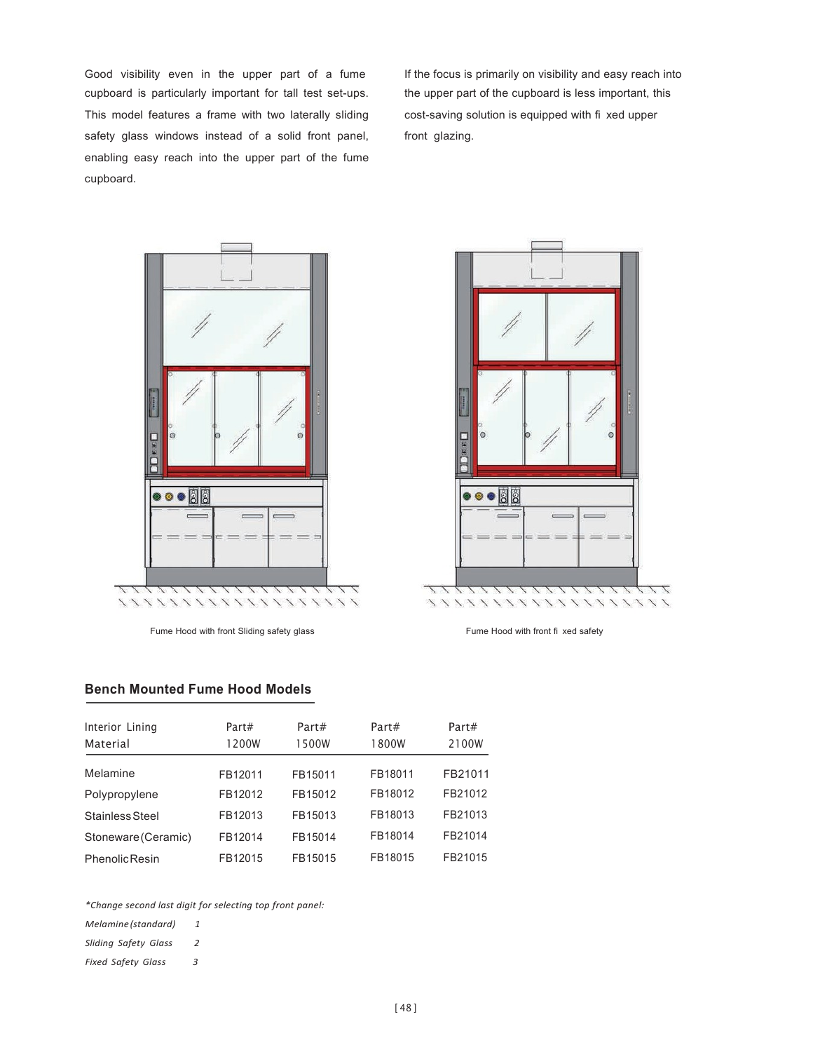Good visibility even in the upper part of a fume cupboard is particularly important for tall test set-ups. This model features a frame with two laterally sliding safety glass windows instead of a solid front panel, enabling easy reach into the upper part of the fume cupboard.

If the focus is primarily on visibility and easy reach into the upper part of the cupboard is less important, this cost-saving solution is equipped with fi xed upper front glazing.

Fume Hood with front Sliding safety glass

Fume Hood with front fi xed safety

### Bench Mounted Fume Hood Models

| Interior Lining Material | Part# 1200W | Part# 1500W | Part# 1800W | Part# 2100W |
|---|---|---|---|---|
| Melamine | FB12011 | FB15011 | FB18011 | FB21011 |
| Polypropylene | FB12012 | FB15012 | FB18012 | FB21012 |
| Stainless Steel | FB12013 | FB15013 | FB18013 | FB21013 |
| Stoneware (Ceramic) | FB12014 | FB15014 | FB18014 | FB21014 |
| Phenolic Resin | FB12015 | FB15015 | FB18015 | FB21015 |

*\*Change second last digit for selecting top front panel:*

*Melamine (standard) 1*

*Sliding Safety Glass 2*

*Fixed Safety Glass 3*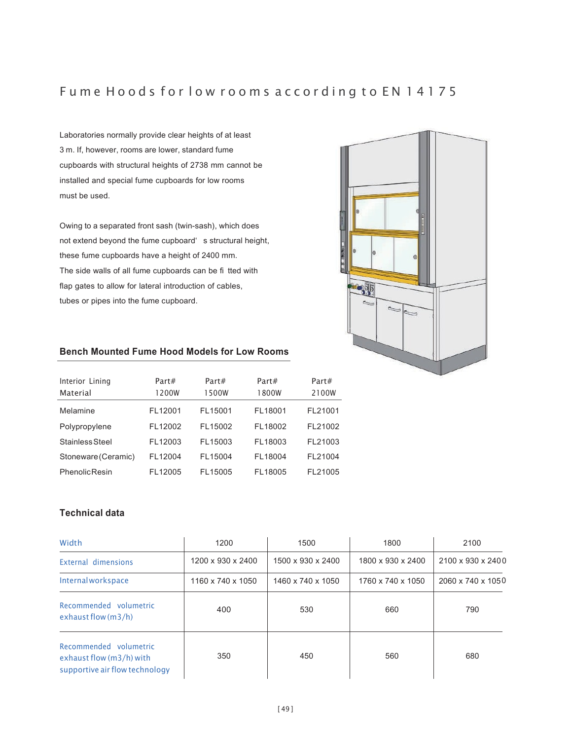# Fume Hoods for low rooms according to EN 14175

Laboratories normally provide clear heights of at least 3 m. If, however, rooms are lower, standard fume cupboards with structural heights of 2738 mm cannot be installed and special fume cupboards for low rooms must be used.

Owing to a separated front sash (twin-sash), which does not extend beyond the fume cupboard's structural height, these fume cupboards have a height of 2400 mm. The side walls of all fume cupboards can be fitted with flap gates to allow for lateral introduction of cables, tubes or pipes into the fume cupboard.

## Bench Mounted Fume Hood Models for Low Rooms

| Interior Lining Material | Part# 1200W | Part# 1500W | Part# 1800W | Part# 2100W |
|---|---|---|---|---|
| Melamine | FL12001 | FL15001 | FL18001 | FL21001 |
| Polypropylene | FL12002 | FL15002 | FL18002 | FL21002 |
| Stainless Steel | FL12003 | FL15003 | FL18003 | FL21003 |
| Stoneware (Ceramic) | FL12004 | FL15004 | FL18004 | FL21004 |
| Phenolic Resin | FL12005 | FL15005 | FL18005 | FL21005 |

## Technical data

| Width | 1200 | 1500 | 1800 | 2100 |
|---|---|---|---|---|
| External dimensions | 1200 x 930 x 2400 | 1500 x 930 x 2400 | 1800 x 930 x 2400 | 2100 x 930 x 2400 |
| Internal workspace | 1160 x 740 x 1050 | 1460 x 740 x 1050 | 1760 x 740 x 1050 | 2060 x 740 x 1050 |
| Recommended volumetric exhaust flow (m3/h) | 400 | 530 | 660 | 790 |
| Recommended volumetric exhaust flow (m3/h) with supportive air flow technology | 350 | 450 | 560 | 680 |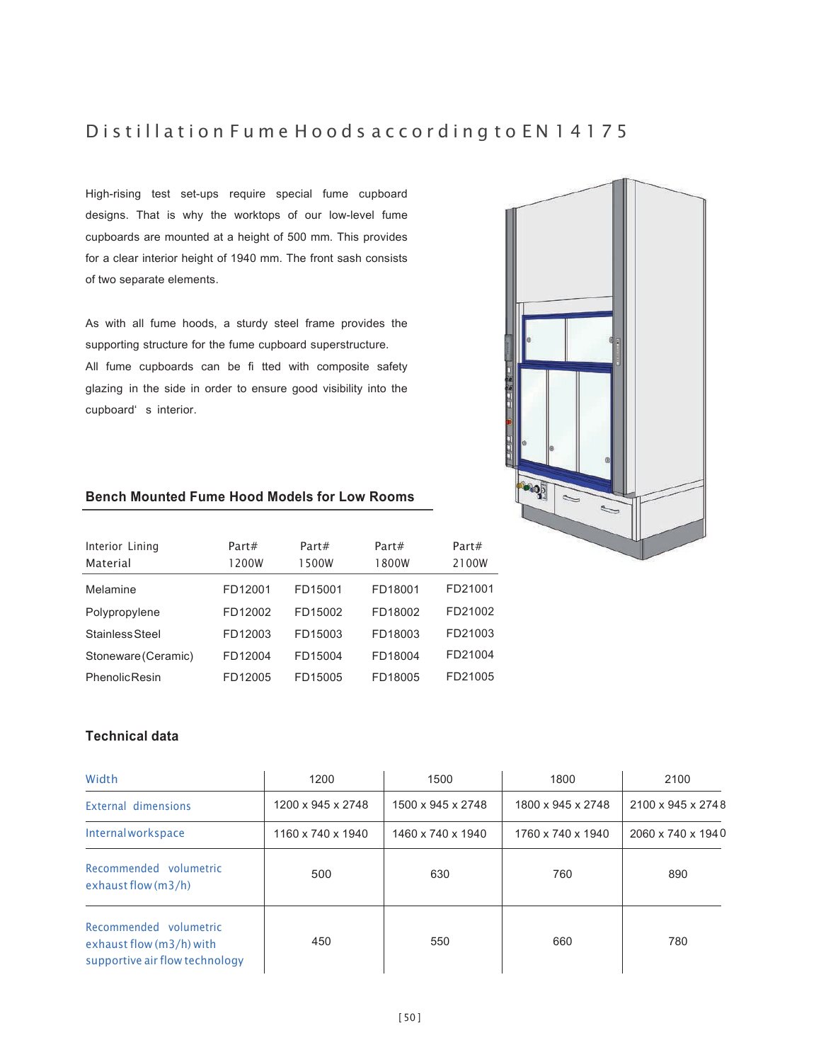# Distillation Fume Hoods according to EN 14175

High-rising test set-ups require special fume cupboard designs. That is why the worktops of our low-level fume cupboards are mounted at a height of 500 mm. This provides for a clear interior height of 1940 mm. The front sash consists of two separate elements.

As with all fume hoods, a sturdy steel frame provides the supporting structure for the fume cupboard superstructure. All fume cupboards can be fi tted with composite safety glazing in the side in order to ensure good visibility into the cupboard' s interior.

## Bench Mounted Fume Hood Models for Low Rooms

| Interior Lining Material | Part# 1200W | Part# 1500W | Part# 1800W | Part# 2100W |
|---|---|---|---|---|
| Melamine | FD12001 | FD15001 | FD18001 | FD21001 |
| Polypropylene | FD12002 | FD15002 | FD18002 | FD21002 |
| Stainless Steel | FD12003 | FD15003 | FD18003 | FD21003 |
| Stoneware (Ceramic) | FD12004 | FD15004 | FD18004 | FD21004 |
| Phenolic Resin | FD12005 | FD15005 | FD18005 | FD21005 |

## Technical data

| Width | 1200 | 1500 | 1800 | 2100 |
|---|---|---|---|---|
| External dimensions | 1200 x 945 x 2748 | 1500 x 945 x 2748 | 1800 x 945 x 2748 | 2100 x 945 x 2748 |
| Internal workspace | 1160 x 740 x 1940 | 1460 x 740 x 1940 | 1760 x 740 x 1940 | 2060 x 740 x 1940 |
| Recommended volumetric exhaust flow (m3/h) | 500 | 630 | 760 | 890 |
| Recommended volumetric exhaust flow (m3/h) with supportive air flow technology | 450 | 550 | 660 | 780 |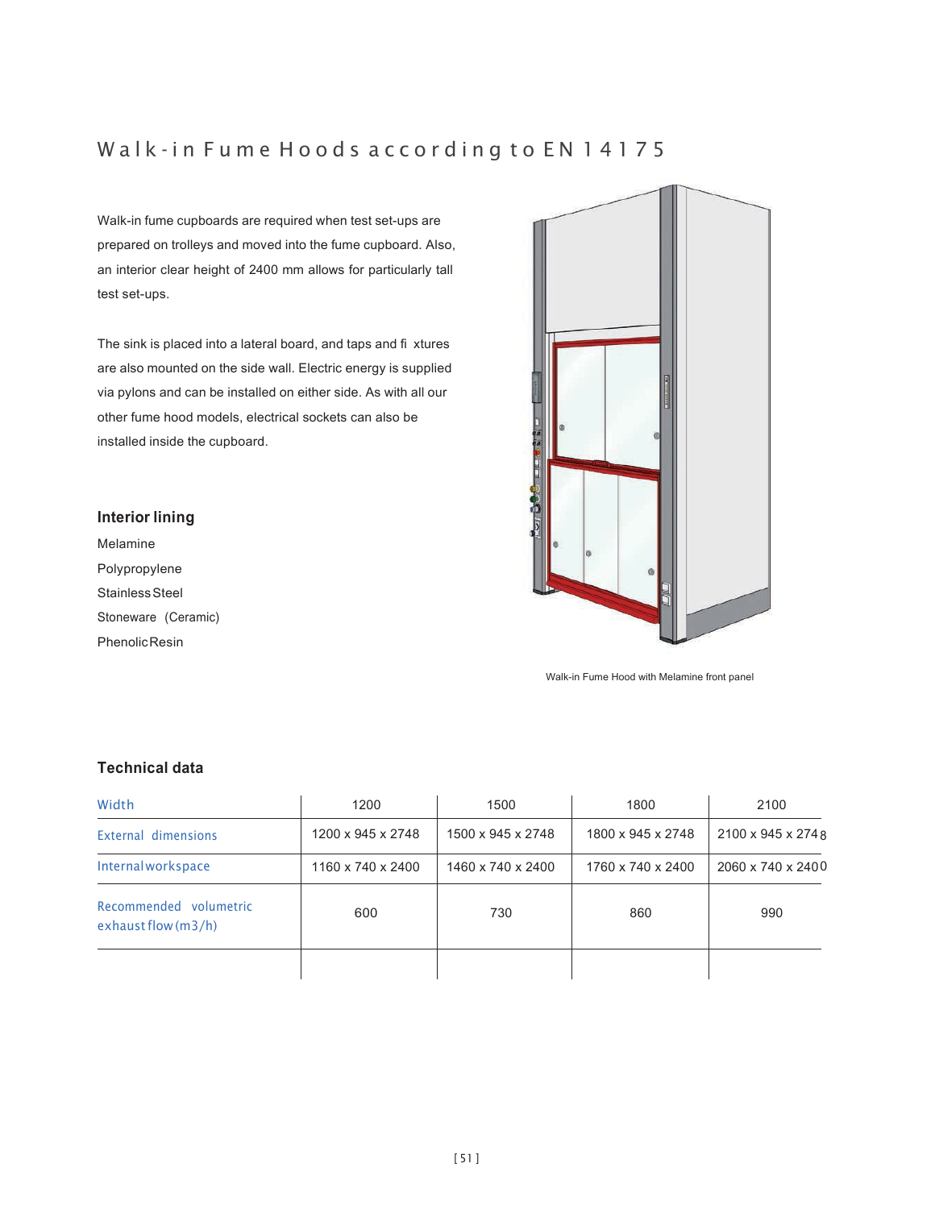# Walk-in Fume Hoods according to EN 14175

Walk-in fume cupboards are required when test set-ups are prepared on trolleys and moved into the fume cupboard. Also, an interior clear height of 2400 mm allows for particularly tall test set-ups.

The sink is placed into a lateral board, and taps and fixtures are also mounted on the side wall. Electric energy is supplied via pylons and can be installed on either side. As with all our other fume hood models, electrical sockets can also be installed inside the cupboard.

### Interior lining

Melamine
Polypropylene
Stainless Steel
Stoneware (Ceramic)
Phenolic Resin

Walk-in Fume Hood with Melamine front panel

### Technical data

| Width | 1200 | 1500 | 1800 | 2100 |
|---|---|---|---|---|
| External dimensions | 1200 x 945 x 2748 | 1500 x 945 x 2748 | 1800 x 945 x 2748 | 2100 x 945 x 2748 |
| Internal workspace | 1160 x 740 x 2400 | 1460 x 740 x 2400 | 1760 x 740 x 2400 | 2060 x 740 x 2400 |
| Recommended volumetric exhaust flow (m3/h) | 600 | 730 | 860 | 990 |
| | | | | |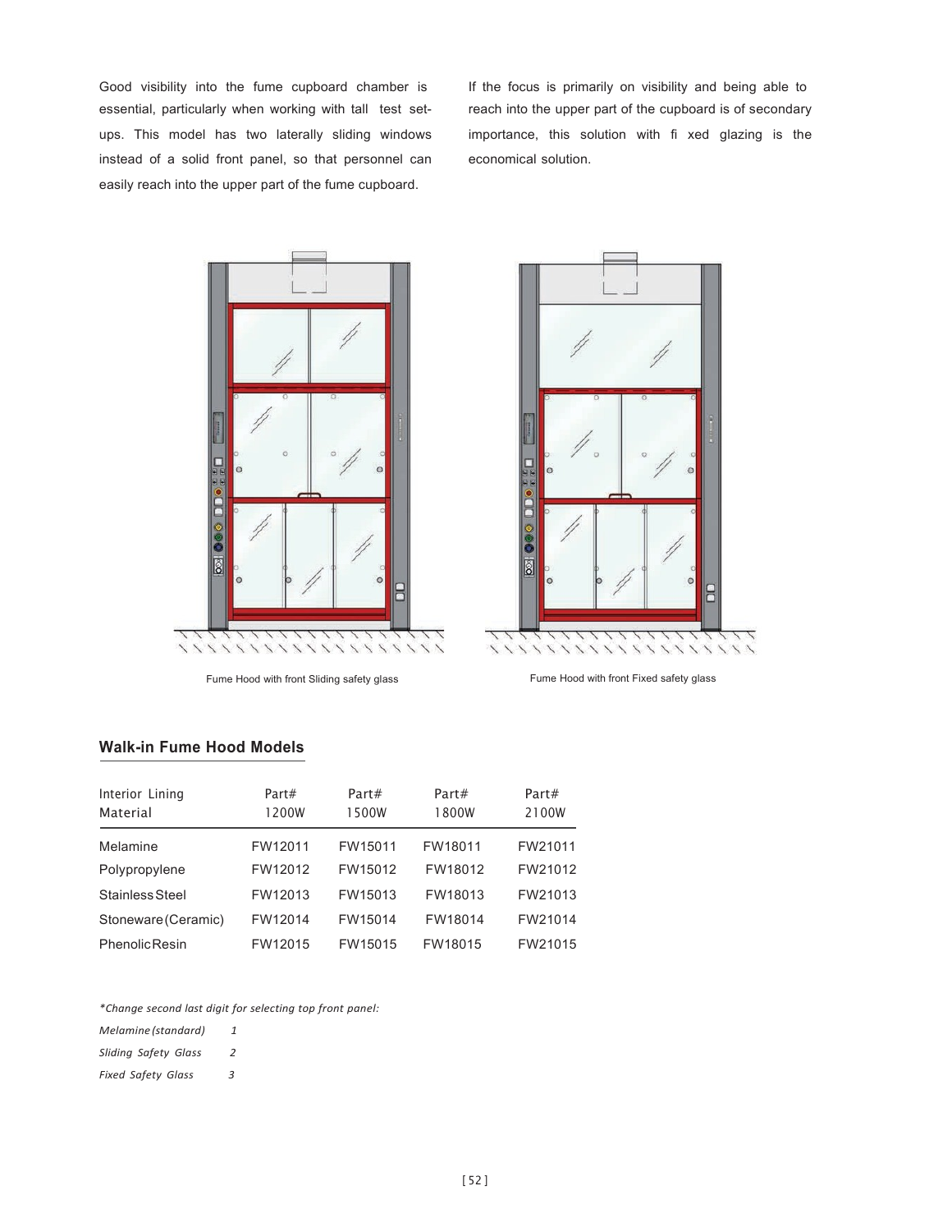Good visibility into the fume cupboard chamber is essential, particularly when working with tall test set-ups. This model has two laterally sliding windows instead of a solid front panel, so that personnel can easily reach into the upper part of the fume cupboard.

If the focus is primarily on visibility and being able to reach into the upper part of the cupboard is of secondary importance, this solution with fi xed glazing is the economical solution.

Fume Hood with front Sliding safety glass

Fume Hood with front Fixed safety glass

## Walk-in Fume Hood Models

| Interior Lining Material | Part# 1200W | Part# 1500W | Part# 1800W | Part# 2100W |
|---|---|---|---|---|
| Melamine | FW12011 | FW15011 | FW18011 | FW21011 |
| Polypropylene | FW12012 | FW15012 | FW18012 | FW21012 |
| Stainless Steel | FW12013 | FW15013 | FW18013 | FW21013 |
| Stoneware (Ceramic) | FW12014 | FW15014 | FW18014 | FW21014 |
| Phenolic Resin | FW12015 | FW15015 | FW18015 | FW21015 |

*\*Change second last digit for selecting top front panel:*

*Melamine (standard) 1*

*Sliding Safety Glass 2*

*Fixed Safety Glass 3*